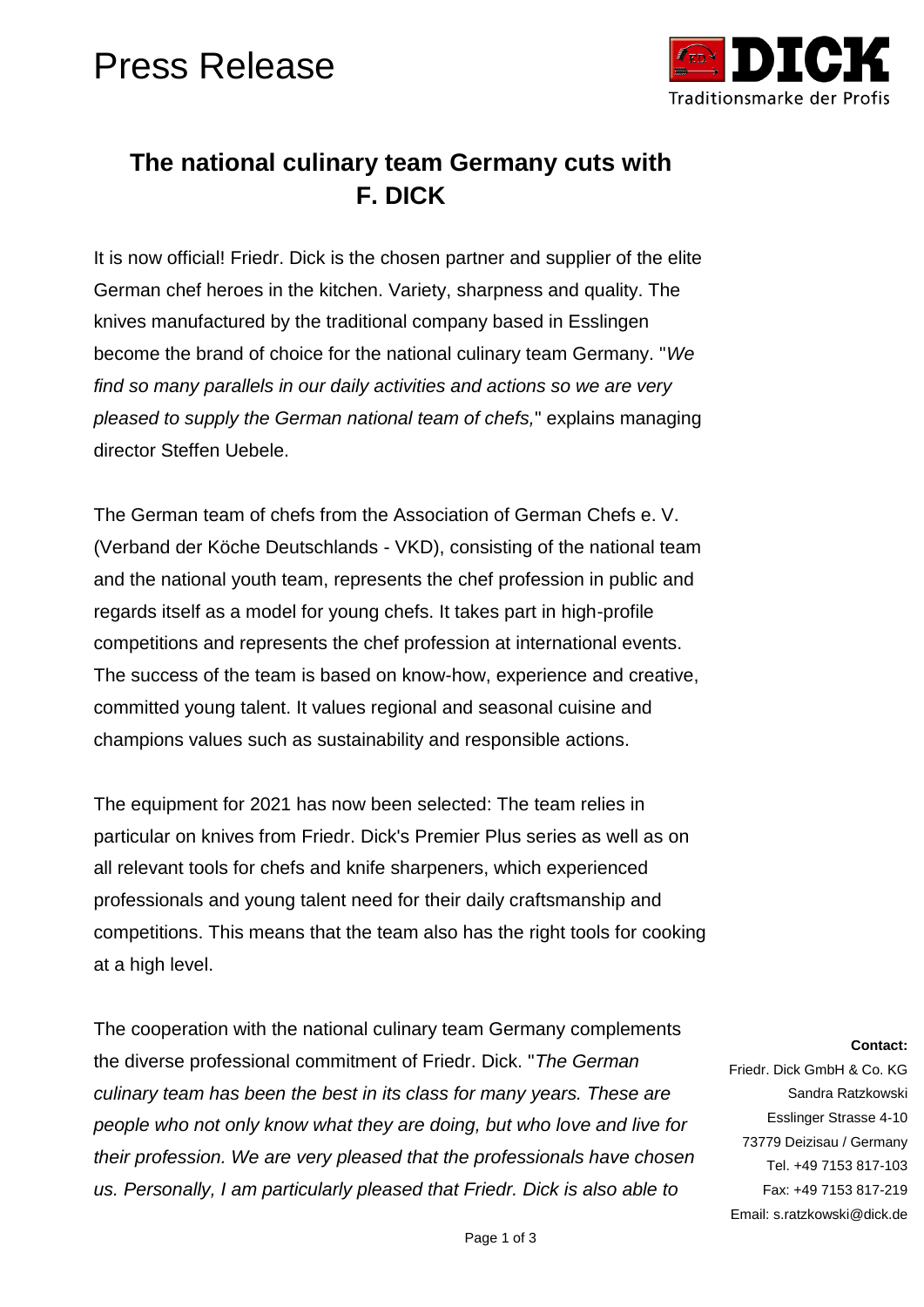# Press Release

DICK
Traditionsmarke der Profis

## The national culinary team Germany cuts with F. DICK

It is now official! Friedr. Dick is the chosen partner and supplier of the elite German chef heroes in the kitchen. Variety, sharpness and quality. The knives manufactured by the traditional company based in Esslingen become the brand of choice for the national culinary team Germany. "*We find so many parallels in our daily activities and actions so we are very pleased to supply the German national team of chefs,*" explains managing director Steffen Uebele.

The German team of chefs from the Association of German Chefs e. V. (Verband der Köche Deutschlands - VKD), consisting of the national team and the national youth team, represents the chef profession in public and regards itself as a model for young chefs. It takes part in high-profile competitions and represents the chef profession at international events. The success of the team is based on know-how, experience and creative, committed young talent. It values regional and seasonal cuisine and champions values such as sustainability and responsible actions.

The equipment for 2021 has now been selected: The team relies in particular on knives from Friedr. Dick's Premier Plus series as well as on all relevant tools for chefs and knife sharpeners, which experienced professionals and young talent need for their daily craftsmanship and competitions. This means that the team also has the right tools for cooking at a high level.

The cooperation with the national culinary team Germany complements the diverse professional commitment of Friedr. Dick. "*The German culinary team has been the best in its class for many years. These are people who not only know what they are doing, but who love and live for their profession. We are very pleased that the professionals have chosen us. Personally, I am particularly pleased that Friedr. Dick is also able to*

**Contact:**
Friedr. Dick GmbH & Co. KG
Sandra Ratzkowski
Esslinger Strasse 4-10
73779 Deizisau / Germany
Tel. +49 7153 817-103
Fax: +49 7153 817-219
Email: s.ratzkowski@dick.de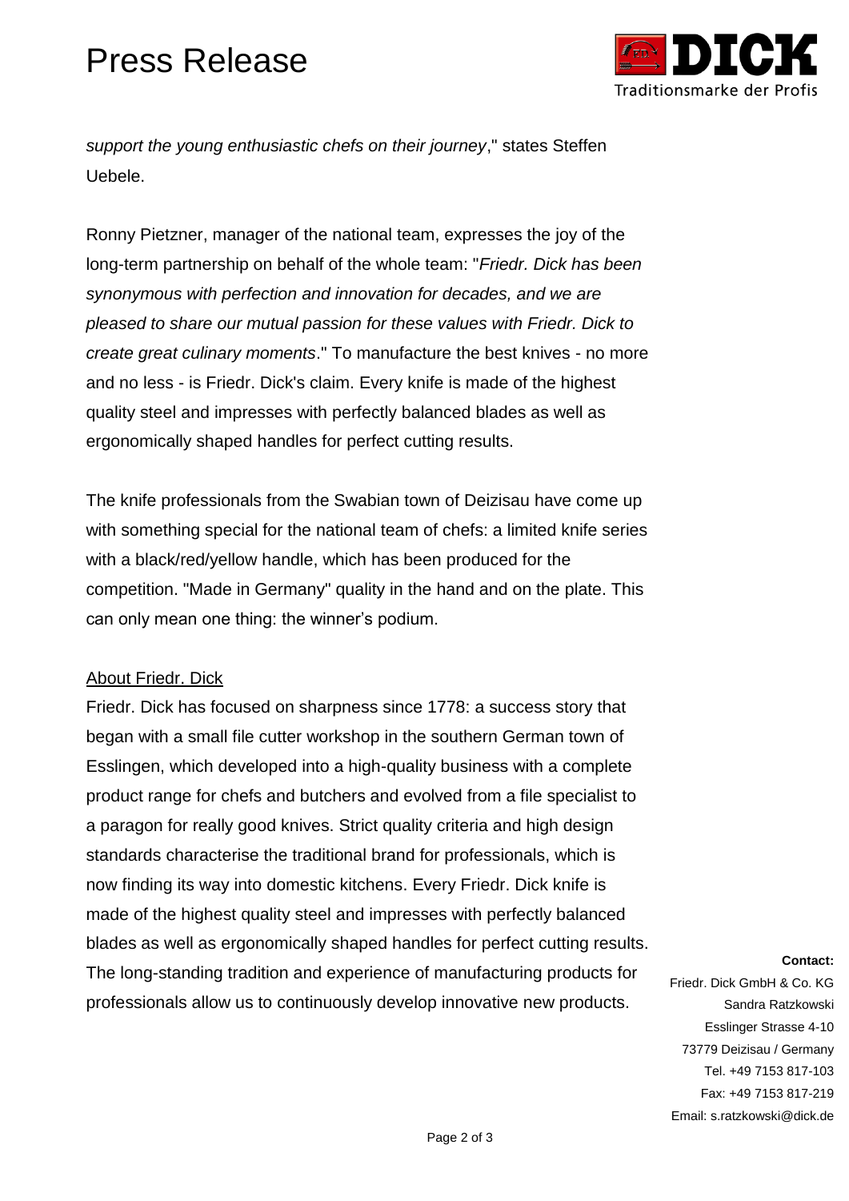*support the young enthusiastic chefs on their journey*," states Steffen Uebele.

Ronny Pietzner, manager of the national team, expresses the joy of the long-term partnership on behalf of the whole team: "*Friedr. Dick has been synonymous with perfection and innovation for decades, and we are pleased to share our mutual passion for these values with Friedr. Dick to create great culinary moments*." To manufacture the best knives - no more and no less - is Friedr. Dick's claim. Every knife is made of the highest quality steel and impresses with perfectly balanced blades as well as ergonomically shaped handles for perfect cutting results.

The knife professionals from the Swabian town of Deizisau have come up with something special for the national team of chefs: a limited knife series with a black/red/yellow handle, which has been produced for the competition. "Made in Germany" quality in the hand and on the plate. This can only mean one thing: the winner's podium.

<u>About Friedr. Dick</u>

Friedr. Dick has focused on sharpness since 1778: a success story that began with a small file cutter workshop in the southern German town of Esslingen, which developed into a high-quality business with a complete product range for chefs and butchers and evolved from a file specialist to a paragon for really good knives. Strict quality criteria and high design standards characterise the traditional brand for professionals, which is now finding its way into domestic kitchens. Every Friedr. Dick knife is made of the highest quality steel and impresses with perfectly balanced blades as well as ergonomically shaped handles for perfect cutting results. The long-standing tradition and experience of manufacturing products for professionals allow us to continuously develop innovative new products.

**Contact:**
Friedr. Dick GmbH & Co. KG
Sandra Ratzkowski
Esslinger Strasse 4-10
73779 Deizisau / Germany
Tel. +49 7153 817-103
Fax: +49 7153 817-219
Email: s.ratzkowski@dick.de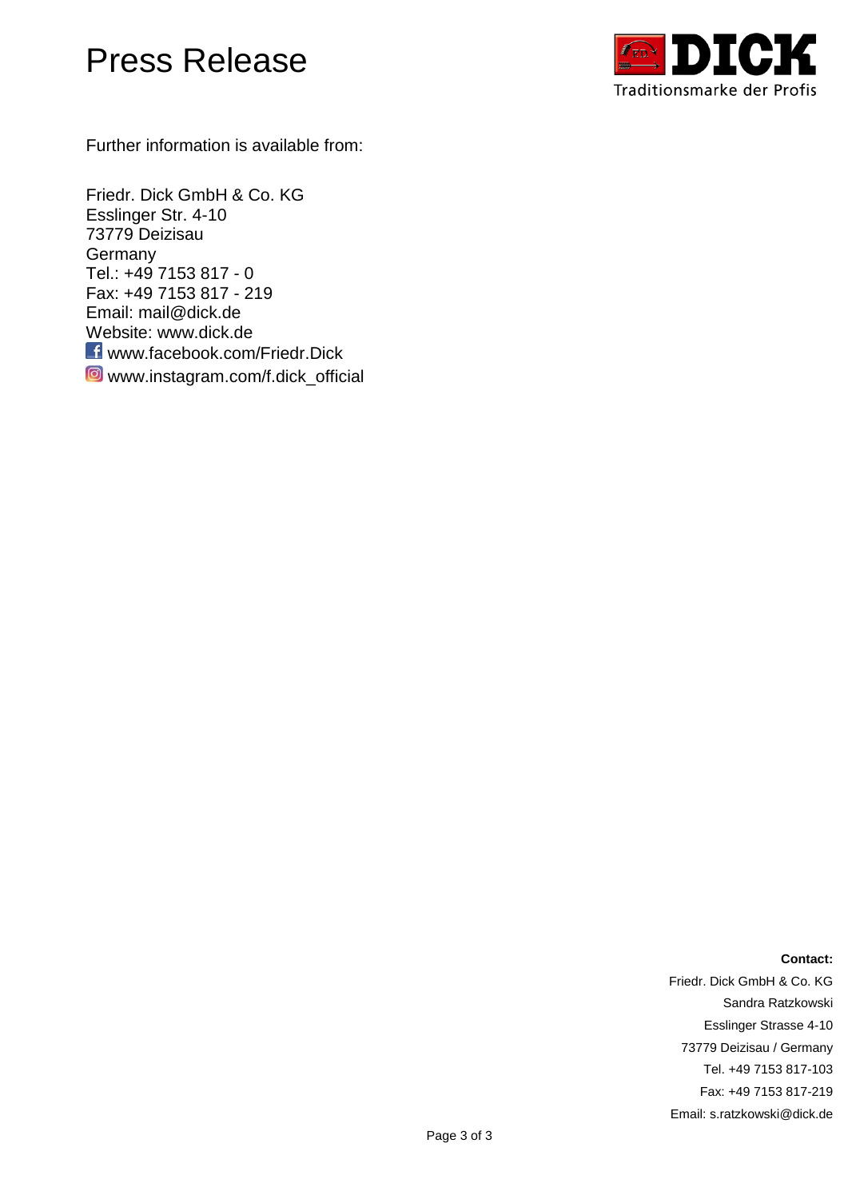# Press Release

Further information is available from:

Friedr. Dick GmbH & Co. KG
Esslinger Str. 4-10
73779 Deizisau
Germany
Tel.: +49 7153 817 - 0
Fax: +49 7153 817 - 219
Email: mail@dick.de
Website: www.dick.de
www.facebook.com/Friedr.Dick
www.instagram.com/f.dick_official

**Contact:**
Friedr. Dick GmbH & Co. KG
Sandra Ratzkowski
Esslinger Strasse 4-10
73779 Deizisau / Germany
Tel. +49 7153 817-103
Fax: +49 7153 817-219
Email: s.ratzkowski@dick.de